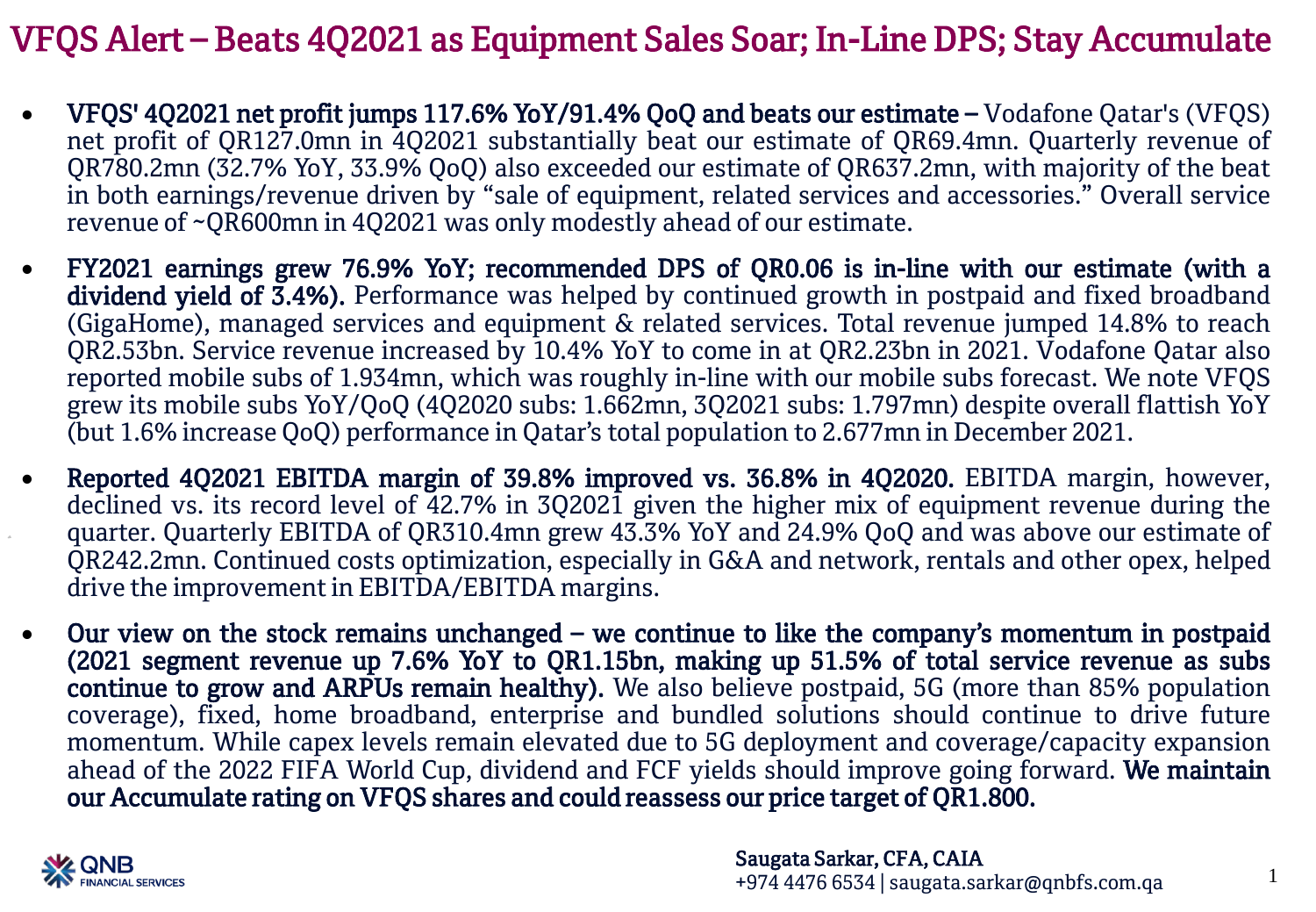# VFQS Alert – Beats 4Q2021 as Equipment Sales Soar; In-Line DPS; Stay Accumulate

- **VFQS' 4Q2021 net profit jumps 117.6% YoY/91.4% QoQ and beats our estimate –** Vodafone Qatar's (VFQS) net profit of QR127.0mn in 4Q2021 substantially beat our estimate of QR69.4mn. Quarterly revenue of QR780.2mn (32.7% YoY, 33.9% QoQ) also exceeded our estimate of QR637.2mn, with majority of the beat in both earnings/revenue driven by "sale of equipment, related services and accessories." Overall service revenue of ~QR600mn in 4Q2021 was only modestly ahead of our estimate.

- **FY2021 earnings grew 76.9% YoY; recommended DPS of QR0.06 is in-line with our estimate (with a dividend yield of 3.4%).** Performance was helped by continued growth in postpaid and fixed broadband (GigaHome), managed services and equipment & related services. Total revenue jumped 14.8% to reach QR2.53bn. Service revenue increased by 10.4% YoY to come in at QR2.23bn in 2021. Vodafone Qatar also reported mobile subs of 1.934mn, which was roughly in-line with our mobile subs forecast. We note VFQS grew its mobile subs YoY/QoQ (4Q2020 subs: 1.662mn, 3Q2021 subs: 1.797mn) despite overall flattish YoY (but 1.6% increase QoQ) performance in Qatar's total population to 2.677mn in December 2021.

- **Reported 4Q2021 EBITDA margin of 39.8% improved vs. 36.8% in 4Q2020.** EBITDA margin, however, declined vs. its record level of 42.7% in 3Q2021 given the higher mix of equipment revenue during the quarter. Quarterly EBITDA of QR310.4mn grew 43.3% YoY and 24.9% QoQ and was above our estimate of QR242.2mn. Continued costs optimization, especially in G&A and network, rentals and other opex, helped drive the improvement in EBITDA/EBITDA margins.

- **Our view on the stock remains unchanged – we continue to like the company's momentum in postpaid (2021 segment revenue up 7.6% YoY to QR1.15bn, making up 51.5% of total service revenue as subs continue to grow and ARPUs remain healthy).** We also believe postpaid, 5G (more than 85% population coverage), fixed, home broadband, enterprise and bundled solutions should continue to drive future momentum. While capex levels remain elevated due to 5G deployment and coverage/capacity expansion ahead of the 2022 FIFA World Cup, dividend and FCF yields should improve going forward. **We maintain our Accumulate rating on VFQS shares and could reassess our price target of QR1.800.**

QNB FINANCIAL SERVICES

**Saugata Sarkar, CFA, CAIA**
+974 4476 6534 | saugata.sarkar@qnbfs.com.qa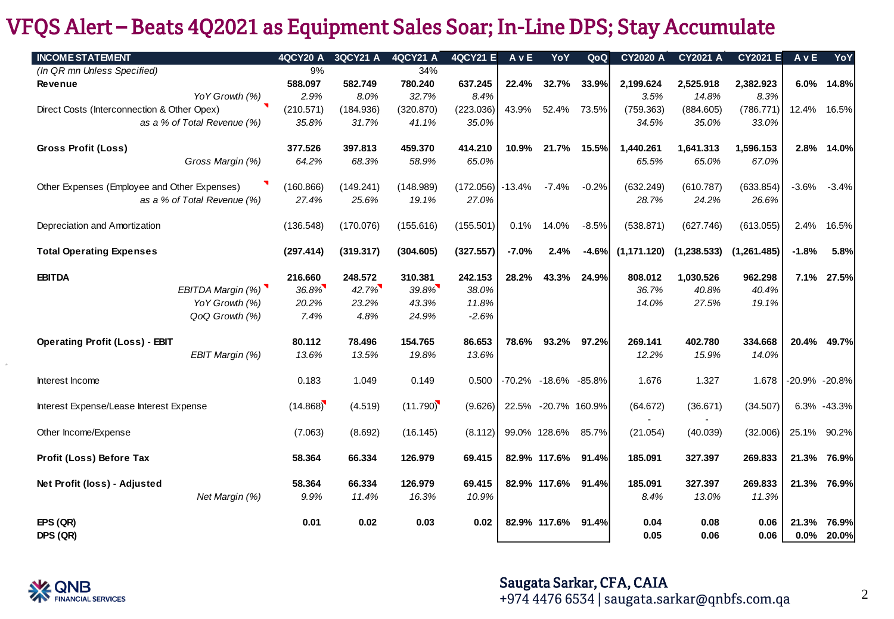# VFQS Alert – Beats 4Q2021 as Equipment Sales Soar; In-Line DPS; Stay Accumulate

| INCOME STATEMENT | 4QCY20 A | 3QCY21 A | 4QCY21 A | 4QCY21 E | A v E | YoY | QoQ | CY2020 A | CY2021 A | CY2021 E | A v E | YoY |
|---|---|---|---|---|---|---|---|---|---|---|---|---|
| *(In QR mn Unless Specified)* | 9% | | 34% | | | | | | | | | |
| **Revenue** | **588.097** | **582.749** | **780.240** | **637.245** | **22.4%** | **32.7%** | **33.9%** | **2,199.624** | **2,525.918** | **2,382.923** | **6.0%** | **14.8%** |
| *YoY Growth (%)* | *2.9%* | *8.0%* | *32.7%* | *8.4%* | | | | *3.5%* | *14.8%* | *8.3%* | | |
| Direct Costs (Interconnection & Other Opex) | (210.571) | (184.936) | (320.870) | (223.036) | 43.9% | 52.4% | 73.5% | (759.363) | (884.605) | (786.771) | 12.4% | 16.5% |
| *as a % of Total Revenue (%)* | *35.8%* | *31.7%* | *41.1%* | *35.0%* | | | | *34.5%* | *35.0%* | *33.0%* | | |
| **Gross Profit (Loss)** | **377.526** | **397.813** | **459.370** | **414.210** | **10.9%** | **21.7%** | **15.5%** | **1,440.261** | **1,641.313** | **1,596.153** | **2.8%** | **14.0%** |
| *Gross Margin (%)* | *64.2%* | *68.3%* | *58.9%* | *65.0%* | | | | *65.5%* | *65.0%* | *67.0%* | | |
| Other Expenses (Employee and Other Expenses) | (160.866) | (149.241) | (148.989) | (172.056) | -13.4% | -7.4% | -0.2% | (632.249) | (610.787) | (633.854) | -3.6% | -3.4% |
| *as a % of Total Revenue (%)* | *27.4%* | *25.6%* | *19.1%* | *27.0%* | | | | *28.7%* | *24.2%* | *26.6%* | | |
| Depreciation and Amortization | (136.548) | (170.076) | (155.616) | (155.501) | 0.1% | 14.0% | -8.5% | (538.871) | (627.746) | (613.055) | 2.4% | 16.5% |
| **Total Operating Expenses** | **(297.414)** | **(319.317)** | **(304.605)** | **(327.557)** | **-7.0%** | **2.4%** | **-4.6%** | **(1,171.120)** | **(1,238.533)** | **(1,261.485)** | **-1.8%** | **5.8%** |
| **EBITDA** | **216.660** | **248.572** | **310.381** | **242.153** | **28.2%** | **43.3%** | **24.9%** | **808.012** | **1,030.526** | **962.298** | **7.1%** | **27.5%** |
| *EBITDA Margin (%)* | *36.8%* | *42.7%* | *39.8%* | *38.0%* | | | | *36.7%* | *40.8%* | *40.4%* | | |
| *YoY Growth (%)* | *20.2%* | *23.2%* | *43.3%* | *11.8%* | | | | *14.0%* | *27.5%* | *19.1%* | | |
| *QoQ Growth (%)* | *7.4%* | *4.8%* | *24.9%* | *-2.6%* | | | | | | | | |
| **Operating Profit (Loss) - EBIT** | **80.112** | **78.496** | **154.765** | **86.653** | **78.6%** | **93.2%** | **97.2%** | **269.141** | **402.780** | **334.668** | **20.4%** | **49.7%** |
| *EBIT Margin (%)* | *13.6%* | *13.5%* | *19.8%* | *13.6%* | | | | *12.2%* | *15.9%* | *14.0%* | | |
| Interest Income | 0.183 | 1.049 | 0.149 | 0.500 | -70.2% | -18.6% | -85.8% | 1.676 | 1.327 | 1.678 | -20.9% | -20.8% |
| Interest Expense/Lease Interest Expense | (14.868) | (4.519) | (11.790) | (9.626) | 22.5% | -20.7% | 160.9% | (64.672) | (36.671) | (34.507) | 6.3% | -43.3% |
| Other Income/Expense | (7.063) | (8.692) | (16.145) | (8.112) | 99.0% | 128.6% | 85.7% | (21.054) | (40.039) | (32.006) | 25.1% | 90.2% |
| **Profit (Loss) Before Tax** | **58.364** | **66.334** | **126.979** | **69.415** | **82.9%** | **117.6%** | **91.4%** | **185.091** | **327.397** | **269.833** | **21.3%** | **76.9%** |
| **Net Profit (loss) - Adjusted** | **58.364** | **66.334** | **126.979** | **69.415** | **82.9%** | **117.6%** | **91.4%** | **185.091** | **327.397** | **269.833** | **21.3%** | **76.9%** |
| *Net Margin (%)* | *9.9%* | *11.4%* | *16.3%* | *10.9%* | | | | *8.4%* | *13.0%* | *11.3%* | | |
| **EPS (QR)** | **0.01** | **0.02** | **0.03** | **0.02** | **82.9%** | **117.6%** | **91.4%** | **0.04** | **0.08** | **0.06** | **21.3%** | **76.9%** |
| **DPS (QR)** | | | | | | | | **0.05** | **0.06** | **0.06** | **0.0%** | **20.0%** |

**Saugata Sarkar, CFA, CAIA**
+974 4476 6534 | saugata.sarkar@qnbfs.com.qa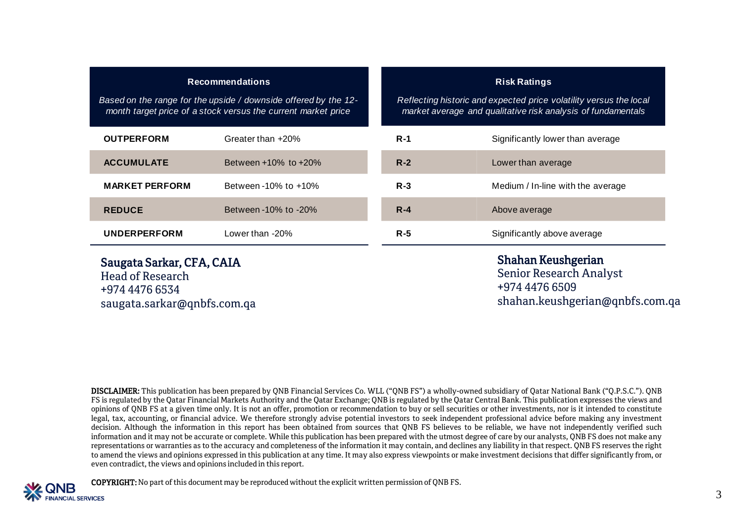| Recommendations | |
|---|---|
| *Based on the range for the upside / downside offered by the 12-month target price of a stock versus the current market price* | |
| **OUTPERFORM** | Greater than +20% |
| **ACCUMULATE** | Between +10% to +20% |
| **MARKET PERFORM** | Between -10% to +10% |
| **REDUCE** | Between -10% to -20% |
| **UNDERPERFORM** | Lower than -20% |

| Risk Ratings | |
|---|---|
| *Reflecting historic and expected price volatility versus the local market average and qualitative risk analysis of fundamentals* | |
| **R-1** | Significantly lower than average |
| **R-2** | Lower than average |
| **R-3** | Medium / In-line with the average |
| **R-4** | Above average |
| **R-5** | Significantly above average |

**Saugata Sarkar, CFA, CAIA**
Head of Research
+974 4476 6534
saugata.sarkar@qnbfs.com.qa

**Shahan Keushgerian**
Senior Research Analyst
+974 4476 6509
shahan.keushgerian@qnbfs.com.qa

**DISCLAIMER:** This publication has been prepared by QNB Financial Services Co. WLL ("QNB FS") a wholly-owned subsidiary of Qatar National Bank ("Q.P.S.C."). QNB FS is regulated by the Qatar Financial Markets Authority and the Qatar Exchange; QNB is regulated by the Qatar Central Bank. This publication expresses the views and opinions of QNB FS at a given time only. It is not an offer, promotion or recommendation to buy or sell securities or other investments, nor is it intended to constitute legal, tax, accounting, or financial advice. We therefore strongly advise potential investors to seek independent professional advice before making any investment decision. Although the information in this report has been obtained from sources that QNB FS believes to be reliable, we have not independently verified such information and it may not be accurate or complete. While this publication has been prepared with the utmost degree of care by our analysts, QNB FS does not make any representations or warranties as to the accuracy and completeness of the information it may contain, and declines any liability in that respect. QNB FS reserves the right to amend the views and opinions expressed in this publication at any time. It may also express viewpoints or make investment decisions that differ significantly from, or even contradict, the views and opinions included in this report.

**COPYRIGHT:** No part of this document may be reproduced without the explicit written permission of QNB FS.

QNB FINANCIAL SERVICES